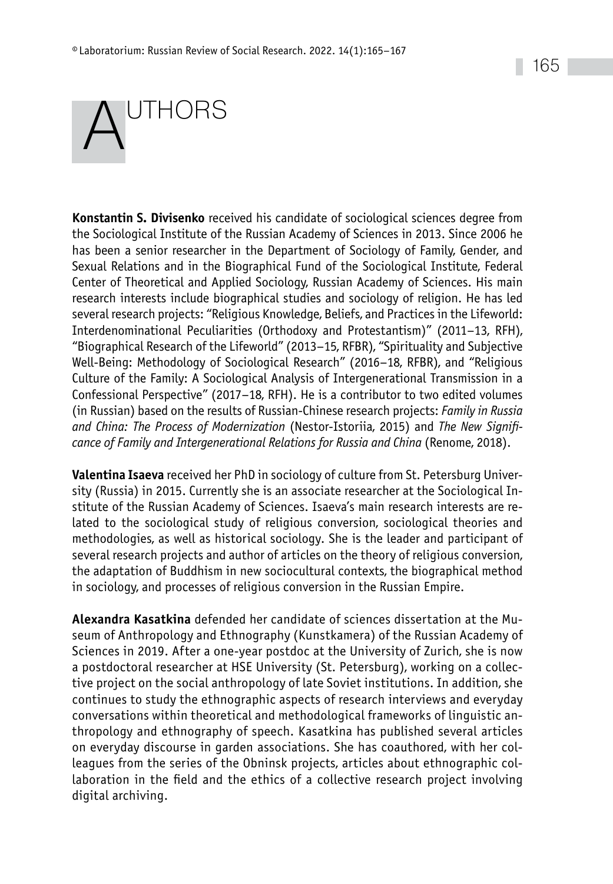# AUTHORS

**Konstantin S. Divisenko** received his candidate of sociological sciences degree from the Sociological Institute of the Russian Academy of Sciences in 2013. Since 2006 he has been a senior researcher in the Department of Sociology of Family, Gender, and Sexual Relations and in the Biographical Fund of the Sociological Institute, Federal Center of Theoretical and Applied Sociology, Russian Academy of Sciences. His main research interests include biographical studies and sociology of religion. He has led several research projects: "Religious Knowledge, Beliefs, and Practices in the Lifeworld: Interdenominational Peculiarities (Orthodoxy and Protestantism)" (2011–13, RFH), "Biographical Research of the Lifeworld" (2013–15, RFBR), "Spirituality and Subjective Well-Being: Methodology of Sociological Research" (2016–18, RFBR), and "Religious Culture of the Family: A Sociological Analysis of Intergenerational Transmission in a Confessional Perspective" (2017–18, RFH). He is a contributor to two edited volumes (in Russian) based on the results of Russian-Chinese research projects: *Family in Russia and China: The Process of Modernization* (Nestor-Istoriia, 2015) and *The New Significance of Family and Intergenerational Relations for Russia and China* (Renome, 2018).

**Valentina Isaeva** received her PhD in sociology of culture from St. Petersburg University (Russia) in 2015. Currently she is an associate researcher at the Sociological Institute of the Russian Academy of Sciences. Isaeva's main research interests are related to the sociological study of religious conversion, sociological theories and methodologies, as well as historical sociology. She is the leader and participant of several research projects and author of articles on the theory of religious conversion, the adaptation of Buddhism in new sociocultural contexts, the biographical method in sociology, and processes of religious conversion in the Russian Empire.

**Alexandra Kasatkina** defended her candidate of sciences dissertation at the Museum of Anthropology and Ethnography (Kunstkamera) of the Russian Academy of Sciences in 2019. After a one-year postdoc at the University of Zurich, she is now a postdoctoral researcher at HSE University (St. Petersburg), working on a collective project on the social anthropology of late Soviet institutions. In addition, she continues to study the ethnographic aspects of research interviews and everyday conversations within theoretical and methodological frameworks of linguistic anthropology and ethnography of speech. Kasatkina has published several articles on everyday discourse in garden associations. She has coauthored, with her colleagues from the series of the Obninsk projects, articles about ethnographic collaboration in the field and the ethics of a collective research project involving digital archiving.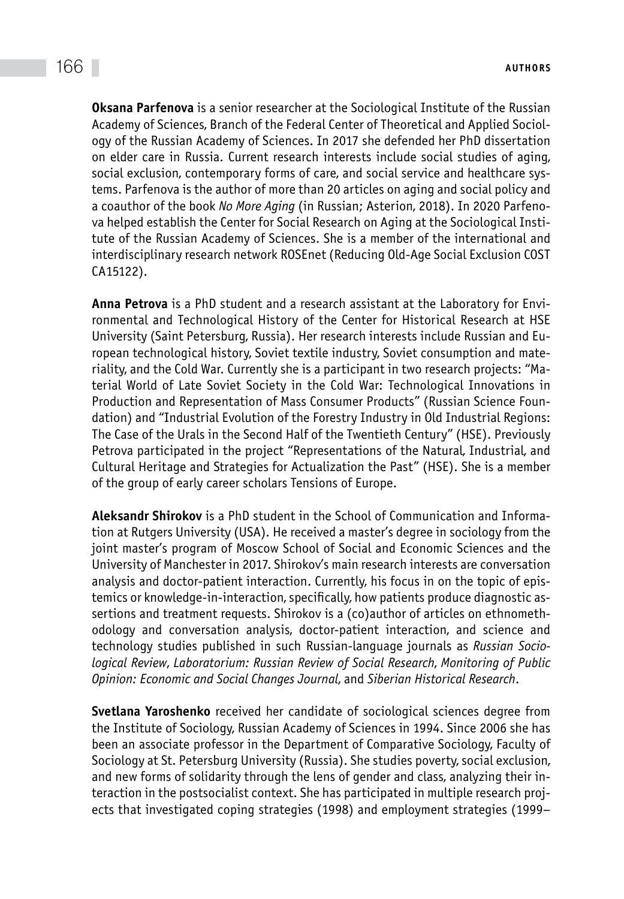**Oksana Parfenova** is a senior researcher at the Sociological Institute of the Russian Academy of Sciences, Branch of the Federal Center of Theoretical and Applied Sociology of the Russian Academy of Sciences. In 2017 she defended her PhD dissertation on elder care in Russia. Current research interests include social studies of aging, social exclusion, contemporary forms of care, and social service and healthcare systems. Parfenova is the author of more than 20 articles on aging and social policy and a coauthor of the book *No More Aging* (in Russian; Asterion, 2018). In 2020 Parfenova helped establish the Center for Social Research on Aging at the Sociological Institute of the Russian Academy of Sciences. She is a member of the international and interdisciplinary research network ROSEnet (Reducing Old-Age Social Exclusion COST CA15122).

**Anna Petrova** is a PhD student and a research assistant at the Laboratory for Environmental and Technological History of the Center for Historical Research at HSE University (Saint Petersburg, Russia). Her research interests include Russian and European technological history, Soviet textile industry, Soviet consumption and materiality, and the Cold War. Currently she is a participant in two research projects: "Material World of Late Soviet Society in the Cold War: Technological Innovations in Production and Representation of Mass Consumer Products" (Russian Science Foundation) and "Industrial Evolution of the Forestry Industry in Old Industrial Regions: The Case of the Urals in the Second Half of the Twentieth Century" (HSE). Previously Petrova participated in the project "Representations of the Natural, Industrial, and Cultural Heritage and Strategies for Actualization the Past" (HSE). She is a member of the group of early career scholars Tensions of Europe.

**Aleksandr Shirokov** is a PhD student in the School of Communication and Information at Rutgers University (USA). He received a master's degree in sociology from the joint master's program of Moscow School of Social and Economic Sciences and the University of Manchester in 2017. Shirokov's main research interests are conversation analysis and doctor-patient interaction. Currently, his focus in on the topic of epistemics or knowledge-in-interaction, specifically, how patients produce diagnostic assertions and treatment requests. Shirokov is a (co)author of articles on ethnomethodology and conversation analysis, doctor-patient interaction, and science and technology studies published in such Russian-language journals as *Russian Sociological Review*, *Laboratorium: Russian Review of Social Research*, *Monitoring of Public Opinion: Economic and Social Changes Journal*, and *Siberian Historical Research*.

**Svetlana Yaroshenko** received her candidate of sociological sciences degree from the Institute of Sociology, Russian Academy of Sciences in 1994. Since 2006 she has been an associate professor in the Department of Comparative Sociology, Faculty of Sociology at St. Petersburg University (Russia). She studies poverty, social exclusion, and new forms of solidarity through the lens of gender and class, analyzing their interaction in the postsocialist context. She has participated in multiple research projects that investigated coping strategies (1998) and employment strategies (1999–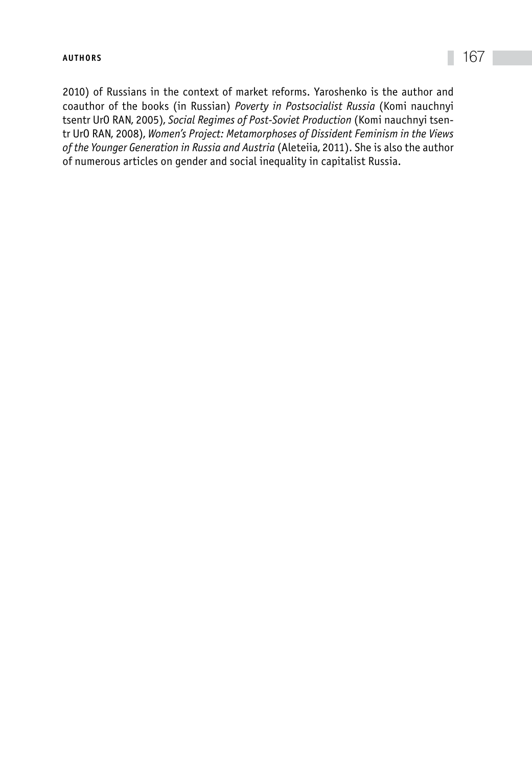2010) of Russians in the context of market reforms. Yaroshenko is the author and coauthor of the books (in Russian) *Poverty in Postsocialist Russia* (Komi nauchnyi tsentr UrO RAN, 2005), *Social Regimes of Post-Soviet Production* (Komi nauchnyi tsentr UrO RAN, 2008), *Women's Project: Metamorphoses of Dissident Feminism in the Views of the Younger Generation in Russia and Austria* (Aleteiia, 2011). She is also the author of numerous articles on gender and social inequality in capitalist Russia.